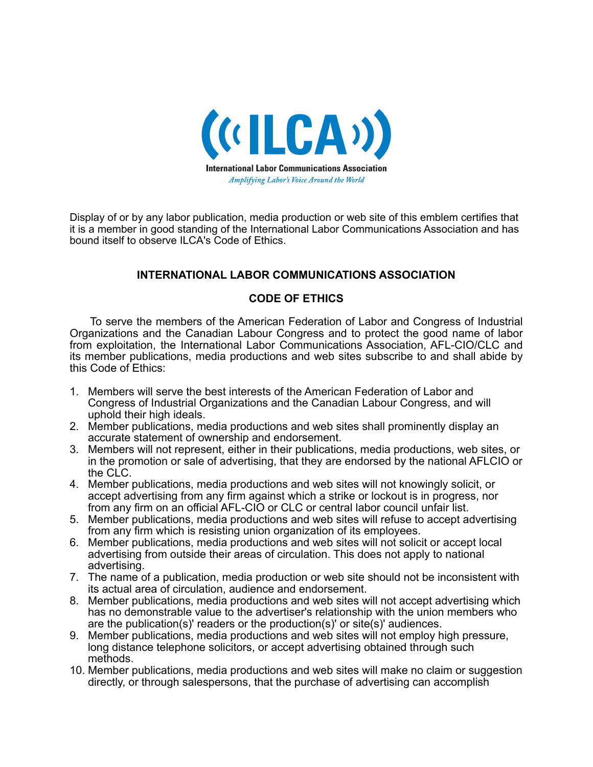((( ILCA )))

International Labor Communications Association

*Amplifying Labor's Voice Around the World*

Display of or by any labor publication, media production or web site of this emblem certifies that it is a member in good standing of the International Labor Communications Association and has bound itself to observe ILCA's Code of Ethics.

## INTERNATIONAL LABOR COMMUNICATIONS ASSOCIATION

## CODE OF ETHICS

To serve the members of the American Federation of Labor and Congress of Industrial Organizations and the Canadian Labour Congress and to protect the good name of labor from exploitation, the International Labor Communications Association, AFL-CIO/CLC and its member publications, media productions and web sites subscribe to and shall abide by this Code of Ethics:

1. Members will serve the best interests of the American Federation of Labor and Congress of Industrial Organizations and the Canadian Labour Congress, and will uphold their high ideals.
2. Member publications, media productions and web sites shall prominently display an accurate statement of ownership and endorsement.
3. Members will not represent, either in their publications, media productions, web sites, or in the promotion or sale of advertising, that they are endorsed by the national AFLCIO or the CLC.
4. Member publications, media productions and web sites will not knowingly solicit, or accept advertising from any firm against which a strike or lockout is in progress, nor from any firm on an official AFL-CIO or CLC or central labor council unfair list.
5. Member publications, media productions and web sites will refuse to accept advertising from any firm which is resisting union organization of its employees.
6. Member publications, media productions and web sites will not solicit or accept local advertising from outside their areas of circulation. This does not apply to national advertising.
7. The name of a publication, media production or web site should not be inconsistent with its actual area of circulation, audience and endorsement.
8. Member publications, media productions and web sites will not accept advertising which has no demonstrable value to the advertiser's relationship with the union members who are the publication(s)' readers or the production(s)' or site(s)' audiences.
9. Member publications, media productions and web sites will not employ high pressure, long distance telephone solicitors, or accept advertising obtained through such methods.
10. Member publications, media productions and web sites will make no claim or suggestion directly, or through salespersons, that the purchase of advertising can accomplish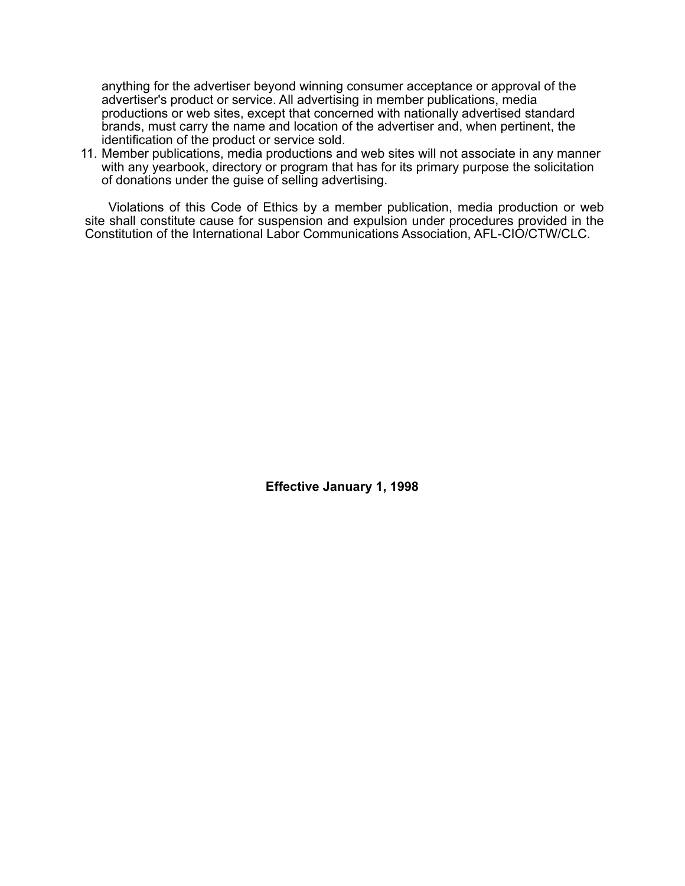anything for the advertiser beyond winning consumer acceptance or approval of the advertiser's product or service. All advertising in member publications, media productions or web sites, except that concerned with nationally advertised standard brands, must carry the name and location of the advertiser and, when pertinent, the identification of the product or service sold.

11. Member publications, media productions and web sites will not associate in any manner with any yearbook, directory or program that has for its primary purpose the solicitation of donations under the guise of selling advertising.

Violations of this Code of Ethics by a member publication, media production or web site shall constitute cause for suspension and expulsion under procedures provided in the Constitution of the International Labor Communications Association, AFL-CIO/CTW/CLC.

**Effective January 1, 1998**